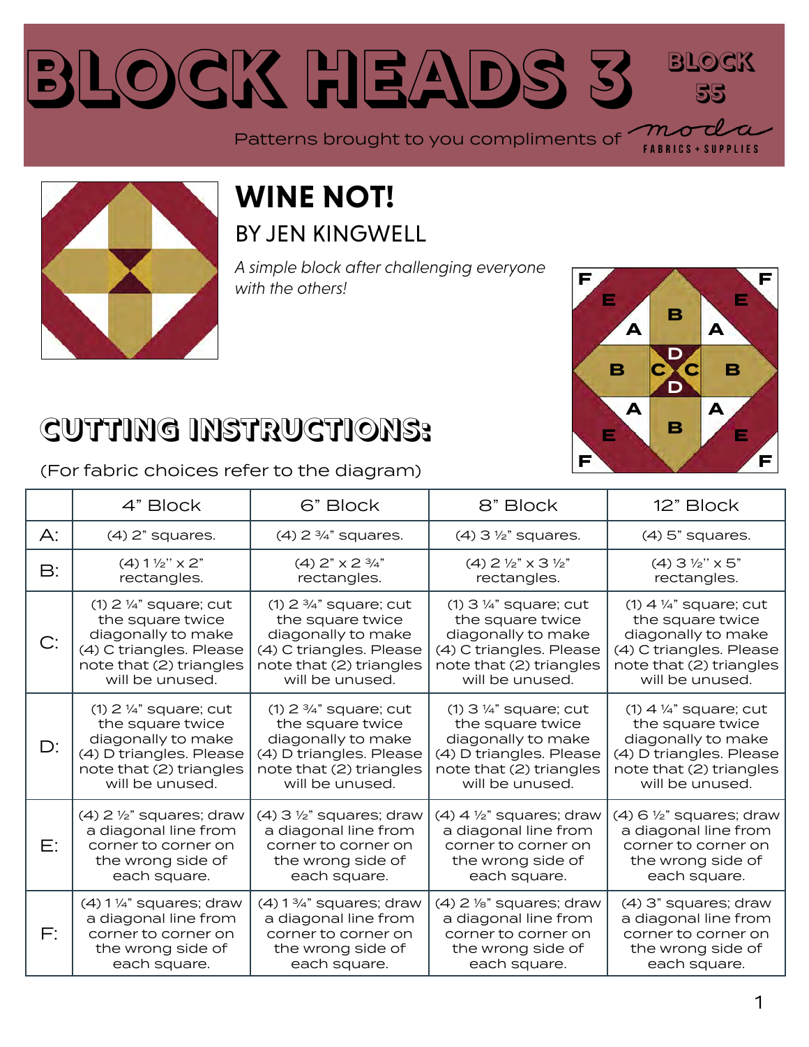# BLOCK HEADS 3

BLOCK 55

Patterns brought to you compliments of moda FABRICS + SUPPLIES

## WINE NOT!

BY JEN KINGWELL

*A simple block after challenging everyone with the others!*

## CUTTING INSTRUCTIONS:

(For fabric choices refer to the diagram)

| | 4" Block | 6" Block | 8" Block | 12" Block |
|---|---|---|---|---|
| A: | (4) 2" squares. | (4) 2 ¾" squares. | (4) 3 ½" squares. | (4) 5" squares. |
| B: | (4) 1 ½" x 2" rectangles. | (4) 2" x 2 ¾" rectangles. | (4) 2 ½" x 3 ½" rectangles. | (4) 3 ½" x 5" rectangles. |
| C: | (1) 2 ¼" square; cut the square twice diagonally to make (4) C triangles. Please note that (2) triangles will be unused. | (1) 2 ¾" square; cut the square twice diagonally to make (4) C triangles. Please note that (2) triangles will be unused. | (1) 3 ¼" square; cut the square twice diagonally to make (4) C triangles. Please note that (2) triangles will be unused. | (1) 4 ¼" square; cut the square twice diagonally to make (4) C triangles. Please note that (2) triangles will be unused. |
| D: | (1) 2 ¼" square; cut the square twice diagonally to make (4) D triangles. Please note that (2) triangles will be unused. | (1) 2 ¾" square; cut the square twice diagonally to make (4) D triangles. Please note that (2) triangles will be unused. | (1) 3 ¼" square; cut the square twice diagonally to make (4) D triangles. Please note that (2) triangles will be unused. | (1) 4 ¼" square; cut the square twice diagonally to make (4) D triangles. Please note that (2) triangles will be unused. |
| E: | (4) 2 ½" squares; draw a diagonal line from corner to corner on the wrong side of each square. | (4) 3 ½" squares; draw a diagonal line from corner to corner on the wrong side of each square. | (4) 4 ½" squares; draw a diagonal line from corner to corner on the wrong side of each square. | (4) 6 ½" squares; draw a diagonal line from corner to corner on the wrong side of each square. |
| F: | (4) 1 ¼" squares; draw a diagonal line from corner to corner on the wrong side of each square. | (4) 1 ¾" squares; draw a diagonal line from corner to corner on the wrong side of each square. | (4) 2 ⅛" squares; draw a diagonal line from corner to corner on the wrong side of each square. | (4) 3" squares; draw a diagonal line from corner to corner on the wrong side of each square. |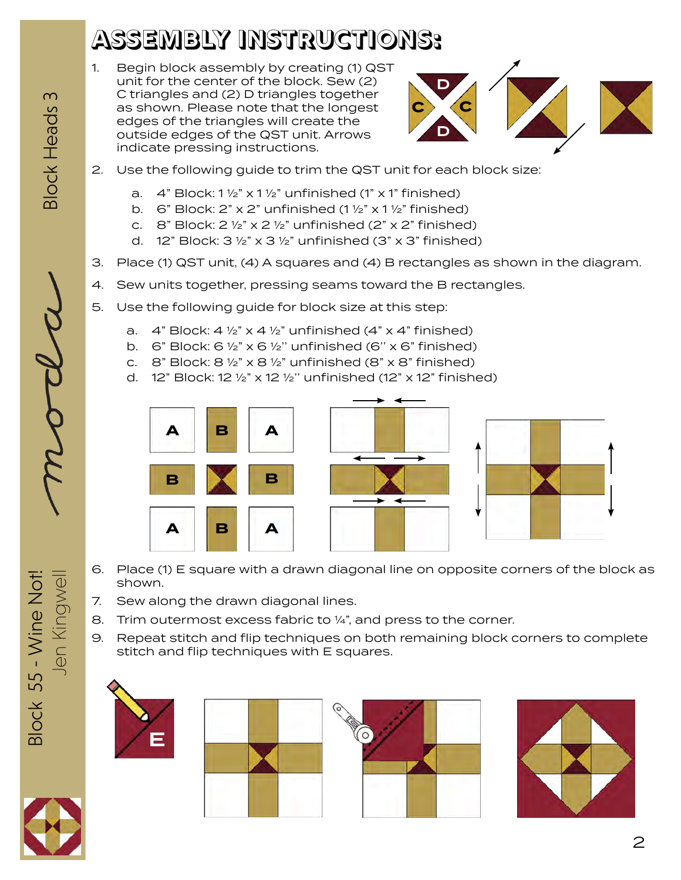# ASSEMBLY INSTRUCTIONS:

1. Begin block assembly by creating (1) QST unit for the center of the block. Sew (2) C triangles and (2) D triangles together as shown. Please note that the longest edges of the triangles will create the outside edges of the QST unit. Arrows indicate pressing instructions.
2. Use the following guide to trim the QST unit for each block size:
   a. 4" Block: 1 ½" x 1 ½" unfinished (1" x 1" finished)
   b. 6" Block: 2" x 2" unfinished (1 ½" x 1 ½" finished)
   c. 8" Block: 2 ½" x 2 ½" unfinished (2" x 2" finished)
   d. 12" Block: 3 ½" x 3 ½" unfinished (3" x 3" finished)
3. Place (1) QST unit, (4) A squares and (4) B rectangles as shown in the diagram.
4. Sew units together, pressing seams toward the B rectangles.
5. Use the following guide for block size at this step:
   a. 4" Block: 4 ½" x 4 ½" unfinished (4" x 4" finished)
   b. 6" Block: 6 ½" x 6 ½" unfinished (6" x 6" finished)
   c. 8" Block: 8 ½" x 8 ½" unfinished (8" x 8" finished)
   d. 12" Block: 12 ½" x 12 ½" unfinished (12" x 12" finished)
6. Place (1) E square with a drawn diagonal line on opposite corners of the block as shown.
7. Sew along the drawn diagonal lines.
8. Trim outermost excess fabric to ¼", and press to the corner.
9. Repeat stitch and flip techniques on both remaining block corners to complete stitch and flip techniques with E squares.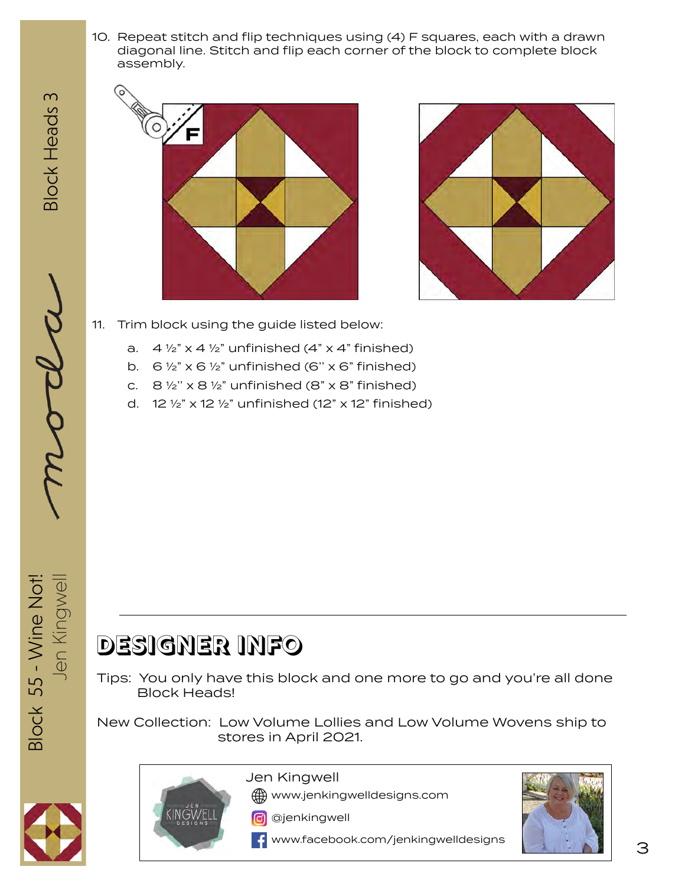10. Repeat stitch and flip techniques using (4) F squares, each with a drawn diagonal line. Stitch and flip each corner of the block to complete block assembly.

11. Trim block using the guide listed below:

    a. 4 ½" x 4 ½" unfinished (4" x 4" finished)

    b. 6 ½" x 6 ½" unfinished (6" x 6" finished)

    c. 8 ½" x 8 ½" unfinished (8" x 8" finished)

    d. 12 ½" x 12 ½" unfinished (12" x 12" finished)

---

# DESIGNER INFO

Tips: You only have this block and one more to go and you're all done Block Heads!

New Collection: Low Volume Lollies and Low Volume Wovens ship to stores in April 2021.

Jen Kingwell

www.jenkingwelldesigns.com

@jenkingwell

www.facebook.com/jenkingwelldesigns